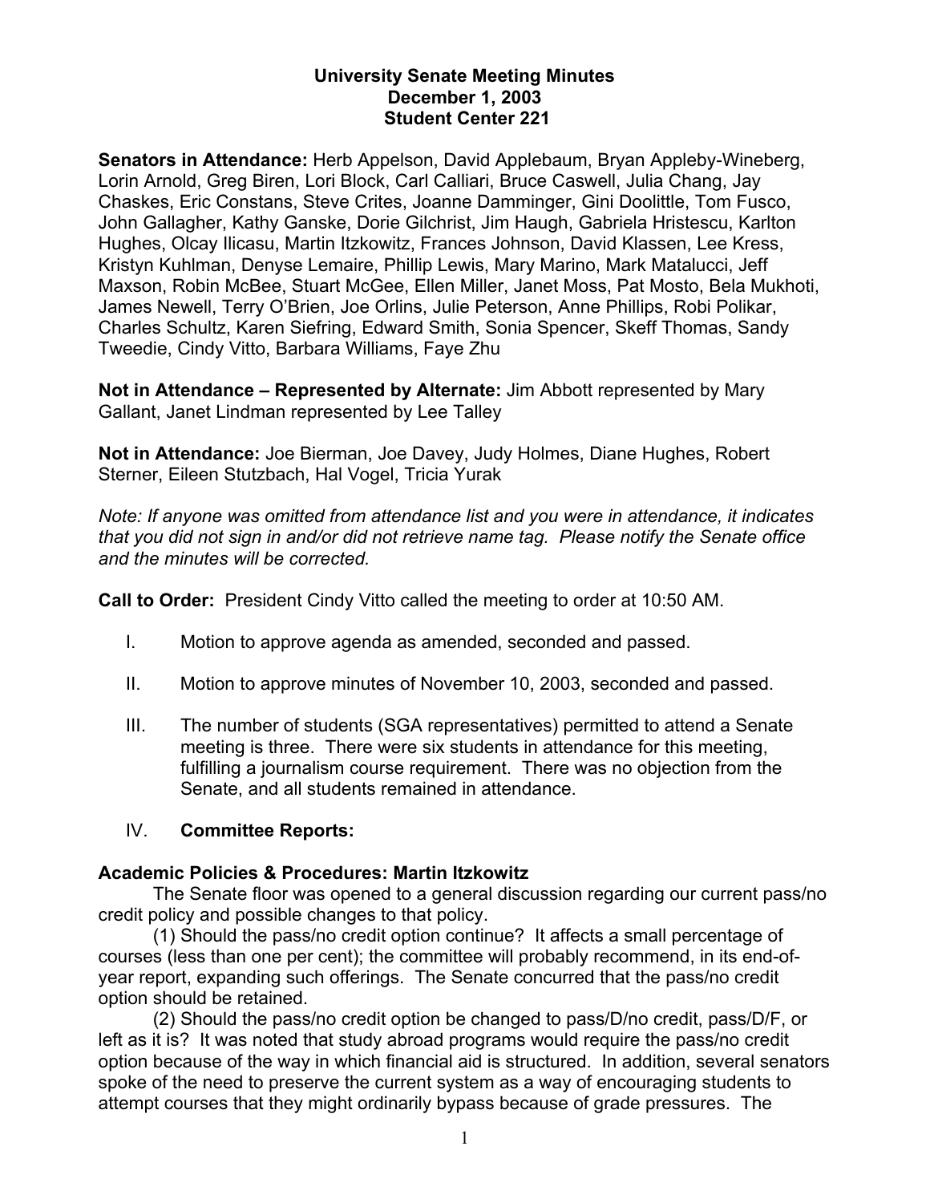# University Senate Meeting Minutes
## December 1, 2003
## Student Center 221

**Senators in Attendance:** Herb Appelson, David Applebaum, Bryan Appleby-Wineberg, Lorin Arnold, Greg Biren, Lori Block, Carl Calliari, Bruce Caswell, Julia Chang, Jay Chaskes, Eric Constans, Steve Crites, Joanne Damminger, Gini Doolittle, Tom Fusco, John Gallagher, Kathy Ganske, Dorie Gilchrist, Jim Haugh, Gabriela Hristescu, Karlton Hughes, Olcay Ilicasu, Martin Itzkowitz, Frances Johnson, David Klassen, Lee Kress, Kristyn Kuhlman, Denyse Lemaire, Phillip Lewis, Mary Marino, Mark Matalucci, Jeff Maxson, Robin McBee, Stuart McGee, Ellen Miller, Janet Moss, Pat Mosto, Bela Mukhoti, James Newell, Terry O'Brien, Joe Orlins, Julie Peterson, Anne Phillips, Robi Polikar, Charles Schultz, Karen Siefring, Edward Smith, Sonia Spencer, Skeff Thomas, Sandy Tweedie, Cindy Vitto, Barbara Williams, Faye Zhu

**Not in Attendance – Represented by Alternate:** Jim Abbott represented by Mary Gallant, Janet Lindman represented by Lee Talley

**Not in Attendance:** Joe Bierman, Joe Davey, Judy Holmes, Diane Hughes, Robert Sterner, Eileen Stutzbach, Hal Vogel, Tricia Yurak

*Note: If anyone was omitted from attendance list and you were in attendance, it indicates that you did not sign in and/or did not retrieve name tag. Please notify the Senate office and the minutes will be corrected.*

**Call to Order:** President Cindy Vitto called the meeting to order at 10:50 AM.

I. Motion to approve agenda as amended, seconded and passed.

II. Motion to approve minutes of November 10, 2003, seconded and passed.

III. The number of students (SGA representatives) permitted to attend a Senate meeting is three. There were six students in attendance for this meeting, fulfilling a journalism course requirement. There was no objection from the Senate, and all students remained in attendance.

IV. **Committee Reports:**

**Academic Policies & Procedures: Martin Itzkowitz**

The Senate floor was opened to a general discussion regarding our current pass/no credit policy and possible changes to that policy.

(1) Should the pass/no credit option continue? It affects a small percentage of courses (less than one per cent); the committee will probably recommend, in its end-of-year report, expanding such offerings. The Senate concurred that the pass/no credit option should be retained.

(2) Should the pass/no credit option be changed to pass/D/no credit, pass/D/F, or left as it is? It was noted that study abroad programs would require the pass/no credit option because of the way in which financial aid is structured. In addition, several senators spoke of the need to preserve the current system as a way of encouraging students to attempt courses that they might ordinarily bypass because of grade pressures. The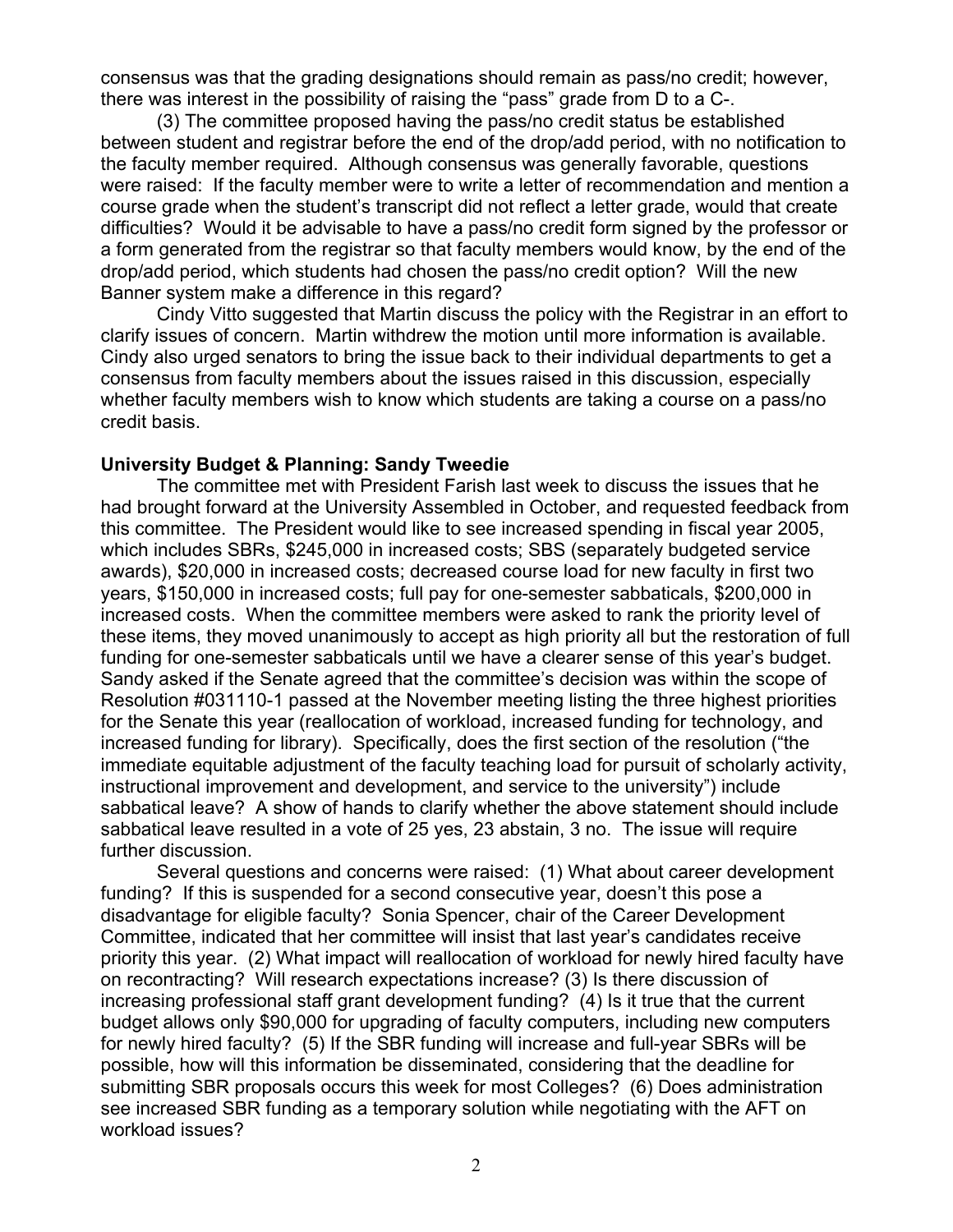consensus was that the grading designations should remain as pass/no credit; however, there was interest in the possibility of raising the "pass" grade from D to a C-.

(3) The committee proposed having the pass/no credit status be established between student and registrar before the end of the drop/add period, with no notification to the faculty member required. Although consensus was generally favorable, questions were raised: If the faculty member were to write a letter of recommendation and mention a course grade when the student's transcript did not reflect a letter grade, would that create difficulties? Would it be advisable to have a pass/no credit form signed by the professor or a form generated from the registrar so that faculty members would know, by the end of the drop/add period, which students had chosen the pass/no credit option? Will the new Banner system make a difference in this regard?

Cindy Vitto suggested that Martin discuss the policy with the Registrar in an effort to clarify issues of concern. Martin withdrew the motion until more information is available. Cindy also urged senators to bring the issue back to their individual departments to get a consensus from faculty members about the issues raised in this discussion, especially whether faculty members wish to know which students are taking a course on a pass/no credit basis.

**University Budget & Planning: Sandy Tweedie**

The committee met with President Farish last week to discuss the issues that he had brought forward at the University Assembled in October, and requested feedback from this committee. The President would like to see increased spending in fiscal year 2005, which includes SBRs, $245,000 in increased costs; SBS (separately budgeted service awards), $20,000 in increased costs; decreased course load for new faculty in first two years, $150,000 in increased costs; full pay for one-semester sabbaticals, $200,000 in increased costs. When the committee members were asked to rank the priority level of these items, they moved unanimously to accept as high priority all but the restoration of full funding for one-semester sabbaticals until we have a clearer sense of this year's budget. Sandy asked if the Senate agreed that the committee's decision was within the scope of Resolution #031110-1 passed at the November meeting listing the three highest priorities for the Senate this year (reallocation of workload, increased funding for technology, and increased funding for library). Specifically, does the first section of the resolution ("the immediate equitable adjustment of the faculty teaching load for pursuit of scholarly activity, instructional improvement and development, and service to the university") include sabbatical leave? A show of hands to clarify whether the above statement should include sabbatical leave resulted in a vote of 25 yes, 23 abstain, 3 no. The issue will require further discussion.

Several questions and concerns were raised: (1) What about career development funding? If this is suspended for a second consecutive year, doesn't this pose a disadvantage for eligible faculty? Sonia Spencer, chair of the Career Development Committee, indicated that her committee will insist that last year's candidates receive priority this year. (2) What impact will reallocation of workload for newly hired faculty have on recontracting? Will research expectations increase? (3) Is there discussion of increasing professional staff grant development funding? (4) Is it true that the current budget allows only $90,000 for upgrading of faculty computers, including new computers for newly hired faculty? (5) If the SBR funding will increase and full-year SBRs will be possible, how will this information be disseminated, considering that the deadline for submitting SBR proposals occurs this week for most Colleges? (6) Does administration see increased SBR funding as a temporary solution while negotiating with the AFT on workload issues?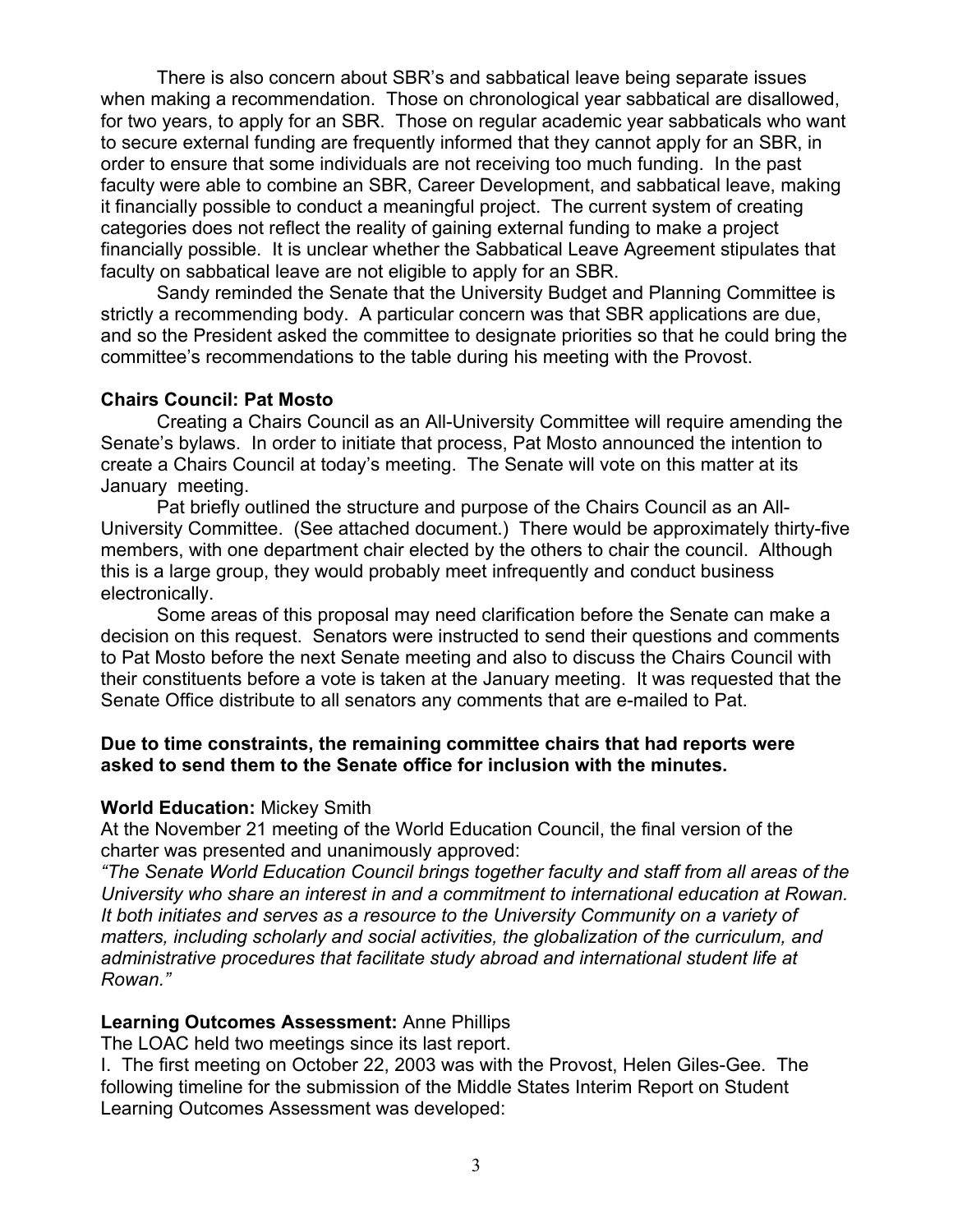There is also concern about SBR's and sabbatical leave being separate issues when making a recommendation. Those on chronological year sabbatical are disallowed, for two years, to apply for an SBR. Those on regular academic year sabbaticals who want to secure external funding are frequently informed that they cannot apply for an SBR, in order to ensure that some individuals are not receiving too much funding. In the past faculty were able to combine an SBR, Career Development, and sabbatical leave, making it financially possible to conduct a meaningful project. The current system of creating categories does not reflect the reality of gaining external funding to make a project financially possible. It is unclear whether the Sabbatical Leave Agreement stipulates that faculty on sabbatical leave are not eligible to apply for an SBR.

Sandy reminded the Senate that the University Budget and Planning Committee is strictly a recommending body. A particular concern was that SBR applications are due, and so the President asked the committee to designate priorities so that he could bring the committee's recommendations to the table during his meeting with the Provost.

**Chairs Council: Pat Mosto**

Creating a Chairs Council as an All-University Committee will require amending the Senate's bylaws. In order to initiate that process, Pat Mosto announced the intention to create a Chairs Council at today's meeting. The Senate will vote on this matter at its January meeting.

Pat briefly outlined the structure and purpose of the Chairs Council as an All-University Committee. (See attached document.) There would be approximately thirty-five members, with one department chair elected by the others to chair the council. Although this is a large group, they would probably meet infrequently and conduct business electronically.

Some areas of this proposal may need clarification before the Senate can make a decision on this request. Senators were instructed to send their questions and comments to Pat Mosto before the next Senate meeting and also to discuss the Chairs Council with their constituents before a vote is taken at the January meeting. It was requested that the Senate Office distribute to all senators any comments that are e-mailed to Pat.

**Due to time constraints, the remaining committee chairs that had reports were asked to send them to the Senate office for inclusion with the minutes.**

**World Education:** Mickey Smith

At the November 21 meeting of the World Education Council, the final version of the charter was presented and unanimously approved:

*"The Senate World Education Council brings together faculty and staff from all areas of the University who share an interest in and a commitment to international education at Rowan. It both initiates and serves as a resource to the University Community on a variety of matters, including scholarly and social activities, the globalization of the curriculum, and administrative procedures that facilitate study abroad and international student life at Rowan."*

**Learning Outcomes Assessment:** Anne Phillips

The LOAC held two meetings since its last report.

I. The first meeting on October 22, 2003 was with the Provost, Helen Giles-Gee. The following timeline for the submission of the Middle States Interim Report on Student Learning Outcomes Assessment was developed: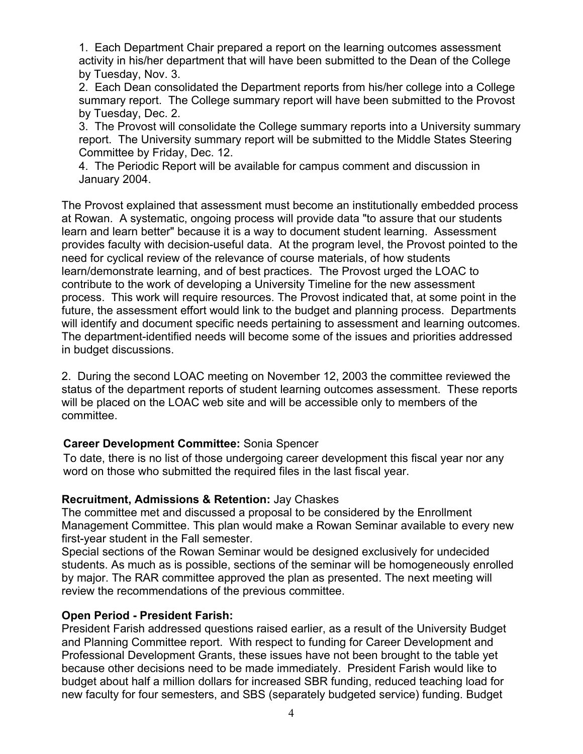1. Each Department Chair prepared a report on the learning outcomes assessment activity in his/her department that will have been submitted to the Dean of the College by Tuesday, Nov. 3.
2. Each Dean consolidated the Department reports from his/her college into a College summary report. The College summary report will have been submitted to the Provost by Tuesday, Dec. 2.
3. The Provost will consolidate the College summary reports into a University summary report. The University summary report will be submitted to the Middle States Steering Committee by Friday, Dec. 12.
4. The Periodic Report will be available for campus comment and discussion in January 2004.

The Provost explained that assessment must become an institutionally embedded process at Rowan. A systematic, ongoing process will provide data "to assure that our students learn and learn better" because it is a way to document student learning. Assessment provides faculty with decision-useful data. At the program level, the Provost pointed to the need for cyclical review of the relevance of course materials, of how students learn/demonstrate learning, and of best practices. The Provost urged the LOAC to contribute to the work of developing a University Timeline for the new assessment process. This work will require resources. The Provost indicated that, at some point in the future, the assessment effort would link to the budget and planning process. Departments will identify and document specific needs pertaining to assessment and learning outcomes. The department-identified needs will become some of the issues and priorities addressed in budget discussions.

2. During the second LOAC meeting on November 12, 2003 the committee reviewed the status of the department reports of student learning outcomes assessment. These reports will be placed on the LOAC web site and will be accessible only to members of the committee.

**Career Development Committee:** Sonia Spencer

To date, there is no list of those undergoing career development this fiscal year nor any word on those who submitted the required files in the last fiscal year.

**Recruitment, Admissions & Retention:** Jay Chaskes

The committee met and discussed a proposal to be considered by the Enrollment Management Committee. This plan would make a Rowan Seminar available to every new first-year student in the Fall semester.

Special sections of the Rowan Seminar would be designed exclusively for undecided students. As much as is possible, sections of the seminar will be homogeneously enrolled by major. The RAR committee approved the plan as presented. The next meeting will review the recommendations of the previous committee.

**Open Period - President Farish:**

President Farish addressed questions raised earlier, as a result of the University Budget and Planning Committee report. With respect to funding for Career Development and Professional Development Grants, these issues have not been brought to the table yet because other decisions need to be made immediately. President Farish would like to budget about half a million dollars for increased SBR funding, reduced teaching load for new faculty for four semesters, and SBS (separately budgeted service) funding. Budget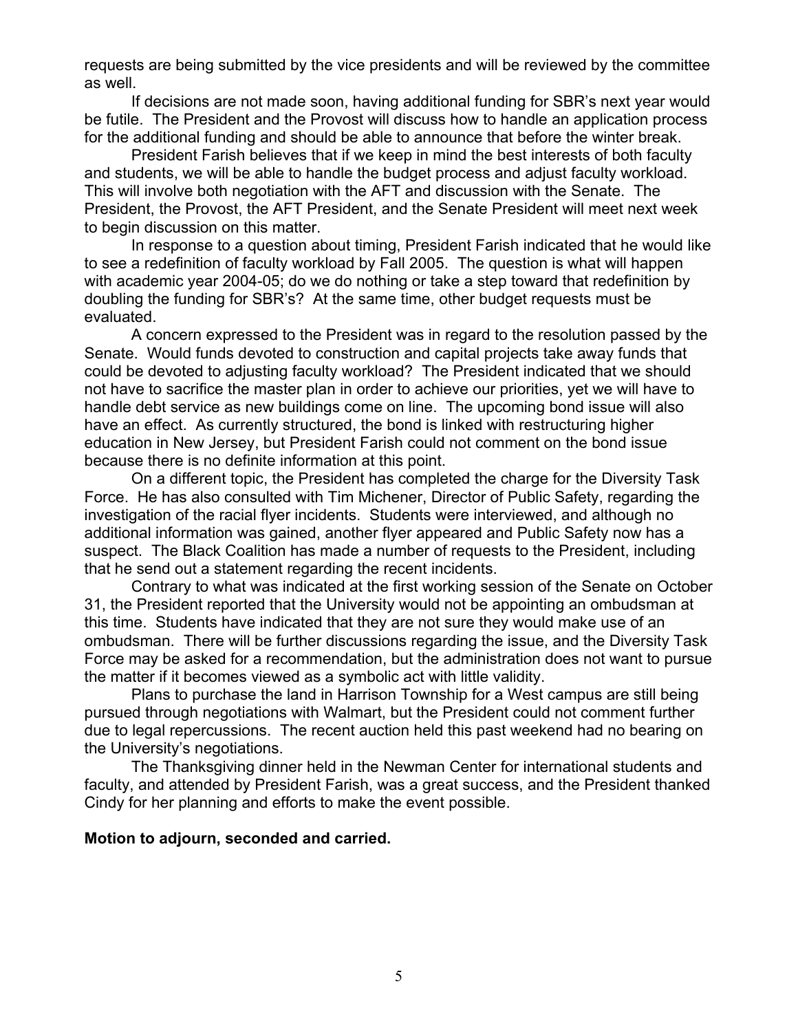requests are being submitted by the vice presidents and will be reviewed by the committee as well.

If decisions are not made soon, having additional funding for SBR's next year would be futile. The President and the Provost will discuss how to handle an application process for the additional funding and should be able to announce that before the winter break.

President Farish believes that if we keep in mind the best interests of both faculty and students, we will be able to handle the budget process and adjust faculty workload. This will involve both negotiation with the AFT and discussion with the Senate. The President, the Provost, the AFT President, and the Senate President will meet next week to begin discussion on this matter.

In response to a question about timing, President Farish indicated that he would like to see a redefinition of faculty workload by Fall 2005. The question is what will happen with academic year 2004-05; do we do nothing or take a step toward that redefinition by doubling the funding for SBR's? At the same time, other budget requests must be evaluated.

A concern expressed to the President was in regard to the resolution passed by the Senate. Would funds devoted to construction and capital projects take away funds that could be devoted to adjusting faculty workload? The President indicated that we should not have to sacrifice the master plan in order to achieve our priorities, yet we will have to handle debt service as new buildings come on line. The upcoming bond issue will also have an effect. As currently structured, the bond is linked with restructuring higher education in New Jersey, but President Farish could not comment on the bond issue because there is no definite information at this point.

On a different topic, the President has completed the charge for the Diversity Task Force. He has also consulted with Tim Michener, Director of Public Safety, regarding the investigation of the racial flyer incidents. Students were interviewed, and although no additional information was gained, another flyer appeared and Public Safety now has a suspect. The Black Coalition has made a number of requests to the President, including that he send out a statement regarding the recent incidents.

Contrary to what was indicated at the first working session of the Senate on October 31, the President reported that the University would not be appointing an ombudsman at this time. Students have indicated that they are not sure they would make use of an ombudsman. There will be further discussions regarding the issue, and the Diversity Task Force may be asked for a recommendation, but the administration does not want to pursue the matter if it becomes viewed as a symbolic act with little validity.

Plans to purchase the land in Harrison Township for a West campus are still being pursued through negotiations with Walmart, but the President could not comment further due to legal repercussions. The recent auction held this past weekend had no bearing on the University's negotiations.

The Thanksgiving dinner held in the Newman Center for international students and faculty, and attended by President Farish, was a great success, and the President thanked Cindy for her planning and efforts to make the event possible.

**Motion to adjourn, seconded and carried.**